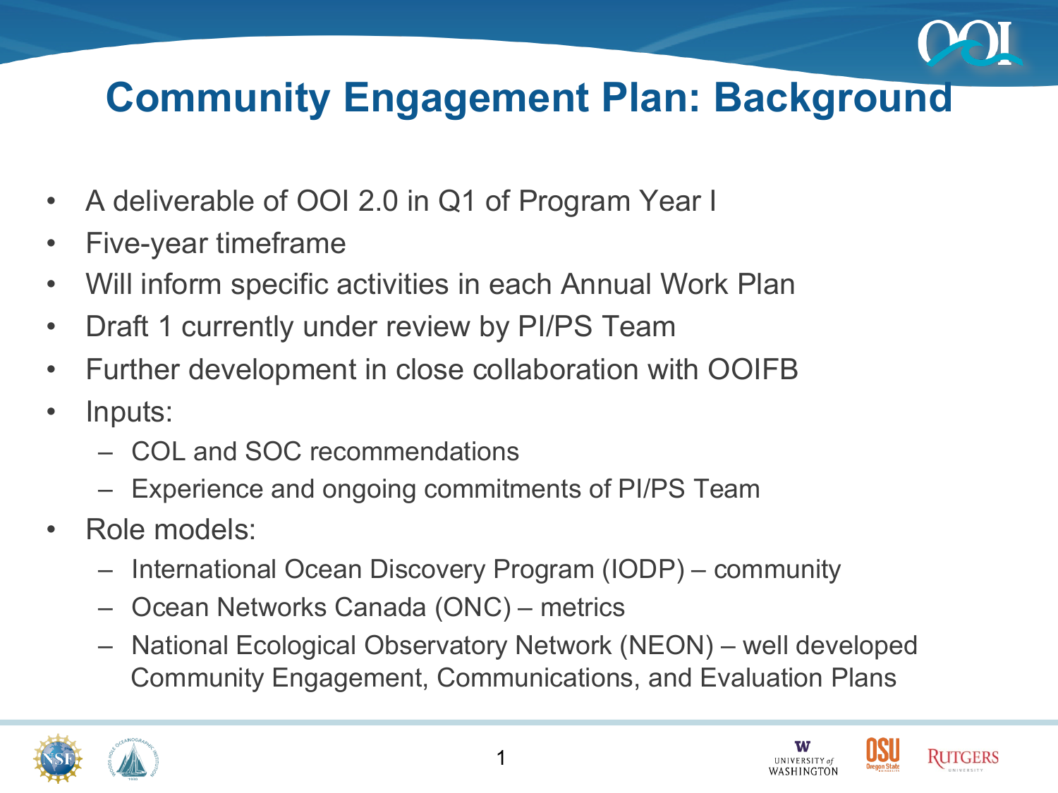# Community Engagement Plan: Background

- A deliverable of OOI 2.0 in Q1 of Program Year I
- Five-year timeframe
- Will inform specific activities in each Annual Work Plan
- Draft 1 currently under review by PI/PS Team
- Further development in close collaboration with OOIFB
- Inputs:
  - COL and SOC recommendations
  - Experience and ongoing commitments of PI/PS Team
- Role models:
  - International Ocean Discovery Program (IODP) – community
  - Ocean Networks Canada (ONC) – metrics
  - National Ecological Observatory Network (NEON) – well developed Community Engagement, Communications, and Evaluation Plans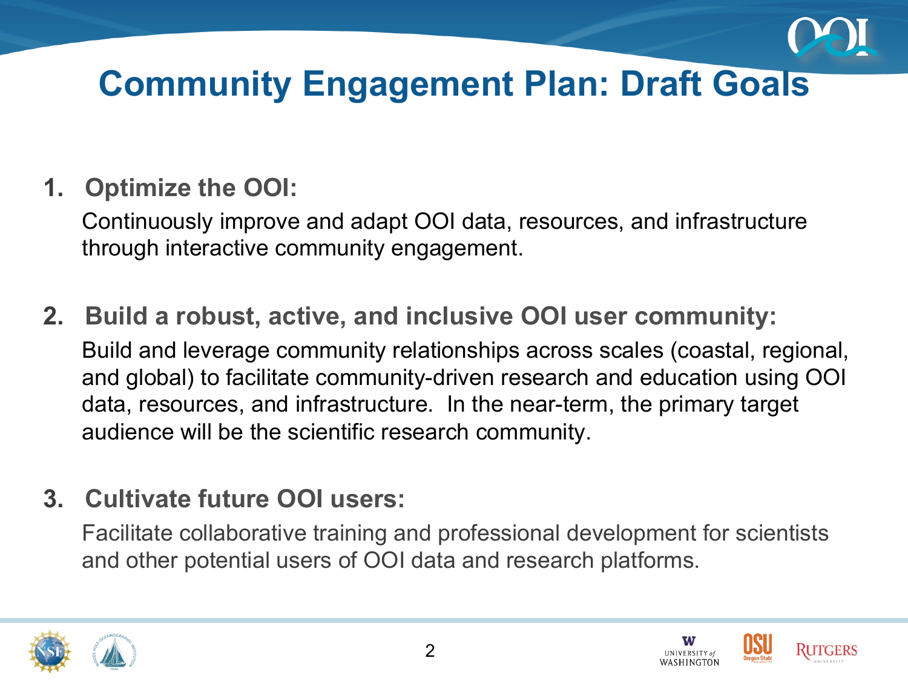# Community Engagement Plan: Draft Goals

1. **Optimize the OOI:**

   Continuously improve and adapt OOI data, resources, and infrastructure through interactive community engagement.

2. **Build a robust, active, and inclusive OOI user community:**

   Build and leverage community relationships across scales (coastal, regional, and global) to facilitate community-driven research and education using OOI data, resources, and infrastructure. In the near-term, the primary target audience will be the scientific research community.

3. **Cultivate future OOI users:**

   Facilitate collaborative training and professional development for scientists and other potential users of OOI data and research platforms.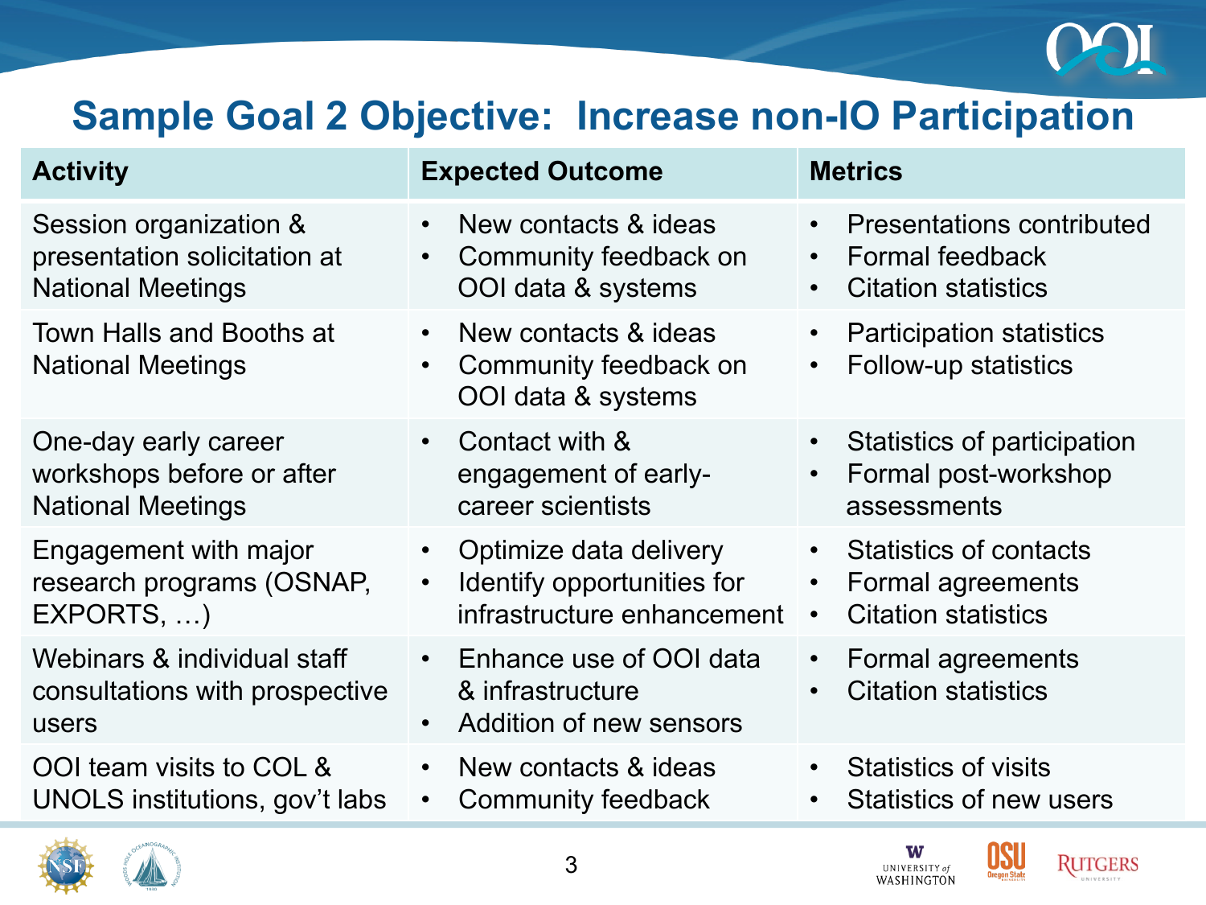# Sample Goal 2 Objective: Increase non-IO Participation

| Activity | Expected Outcome | Metrics |
|---|---|---|
| Session organization & presentation solicitation at National Meetings | • New contacts & ideas<br>• Community feedback on OOI data & systems | • Presentations contributed<br>• Formal feedback<br>• Citation statistics |
| Town Halls and Booths at National Meetings | • New contacts & ideas<br>• Community feedback on OOI data & systems | • Participation statistics<br>• Follow-up statistics |
| One-day early career workshops before or after National Meetings | • Contact with & engagement of early-career scientists | • Statistics of participation<br>• Formal post-workshop assessments |
| Engagement with major research programs (OSNAP, EXPORTS, …) | • Optimize data delivery<br>• Identify opportunities for infrastructure enhancement | • Statistics of contacts<br>• Formal agreements<br>• Citation statistics |
| Webinars & individual staff consultations with prospective users | • Enhance use of OOI data & infrastructure<br>• Addition of new sensors | • Formal agreements<br>• Citation statistics |
| OOI team visits to COL & UNOLS institutions, gov't labs | • New contacts & ideas<br>• Community feedback | • Statistics of visits<br>• Statistics of new users |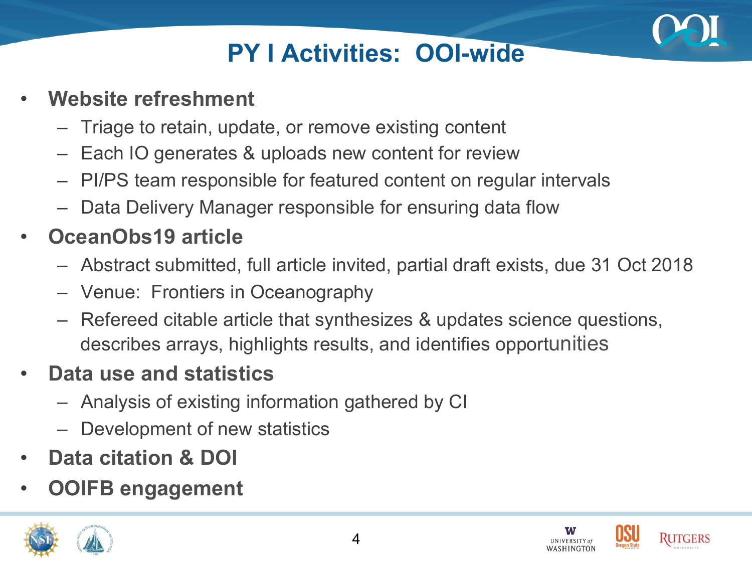# PY I Activities: OOI-wide

- **Website refreshment**
  - Triage to retain, update, or remove existing content
  - Each IO generates & uploads new content for review
  - PI/PS team responsible for featured content on regular intervals
  - Data Delivery Manager responsible for ensuring data flow
- **OceanObs19 article**
  - Abstract submitted, full article invited, partial draft exists, due 31 Oct 2018
  - Venue: Frontiers in Oceanography
  - Refereed citable article that synthesizes & updates science questions, describes arrays, highlights results, and identifies opportunities
- **Data use and statistics**
  - Analysis of existing information gathered by CI
  - Development of new statistics
- **Data citation & DOI**
- **OOIFB engagement**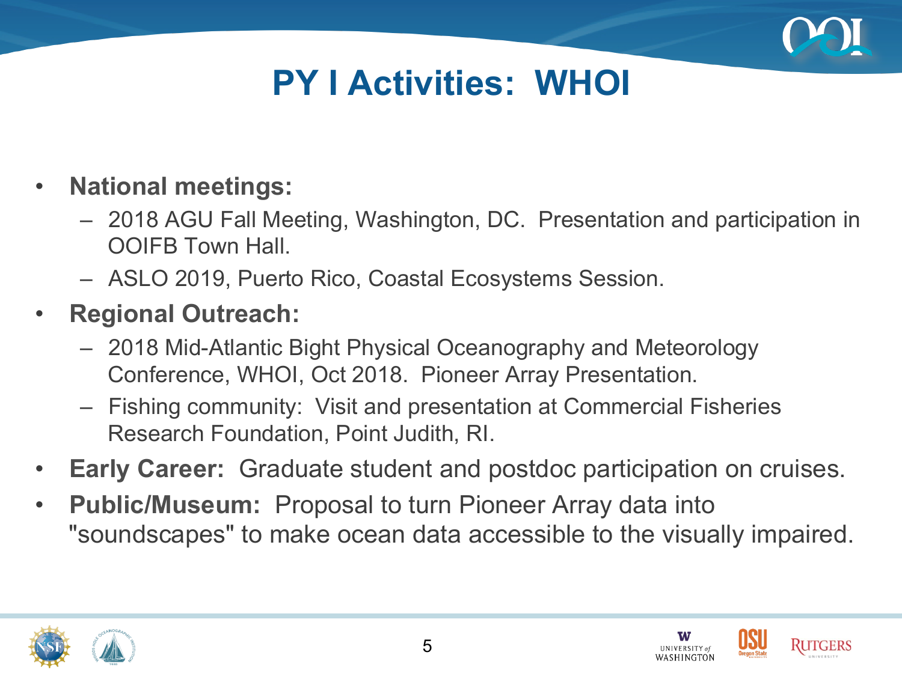# PY I Activities:  WHOI

- **National meetings:**
  - 2018 AGU Fall Meeting, Washington, DC.  Presentation and participation in OOIFB Town Hall.
  - ASLO 2019, Puerto Rico, Coastal Ecosystems Session.
- **Regional Outreach:**
  - 2018 Mid-Atlantic Bight Physical Oceanography and Meteorology Conference, WHOI, Oct 2018.  Pioneer Array Presentation.
  - Fishing community:  Visit and presentation at Commercial Fisheries Research Foundation, Point Judith, RI.
- **Early Career:**  Graduate student and postdoc participation on cruises.
- **Public/Museum:**  Proposal to turn Pioneer Array data into "soundscapes" to make ocean data accessible to the visually impaired.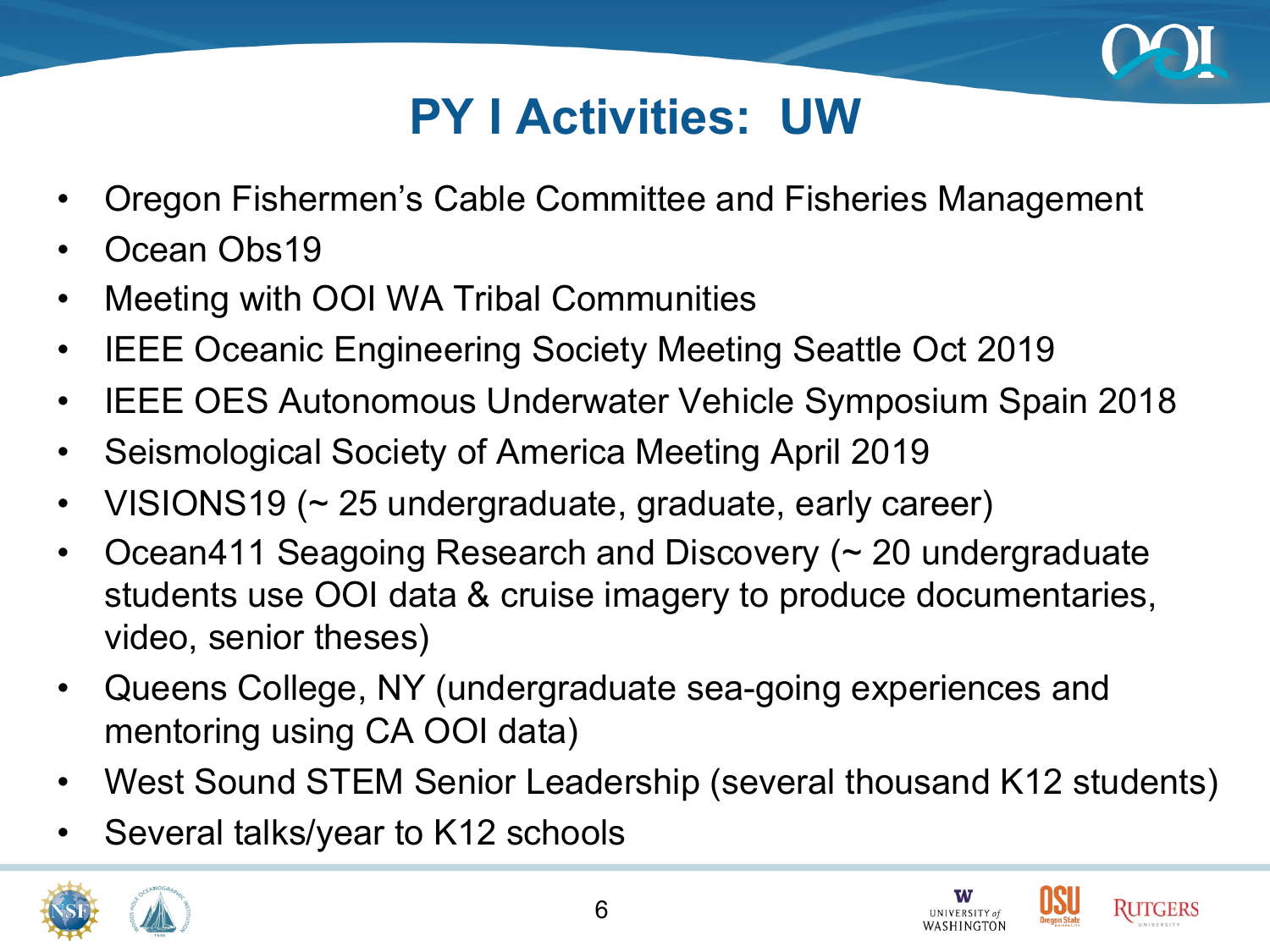# PY I Activities: UW

- Oregon Fishermen's Cable Committee and Fisheries Management
- Ocean Obs19
- Meeting with OOI WA Tribal Communities
- IEEE Oceanic Engineering Society Meeting Seattle Oct 2019
- IEEE OES Autonomous Underwater Vehicle Symposium Spain 2018
- Seismological Society of America Meeting April 2019
- VISIONS19 (~ 25 undergraduate, graduate, early career)
- Ocean411 Seagoing Research and Discovery (~ 20 undergraduate students use OOI data & cruise imagery to produce documentaries, video, senior theses)
- Queens College, NY (undergraduate sea-going experiences and mentoring using CA OOI data)
- West Sound STEM Senior Leadership (several thousand K12 students)
- Several talks/year to K12 schools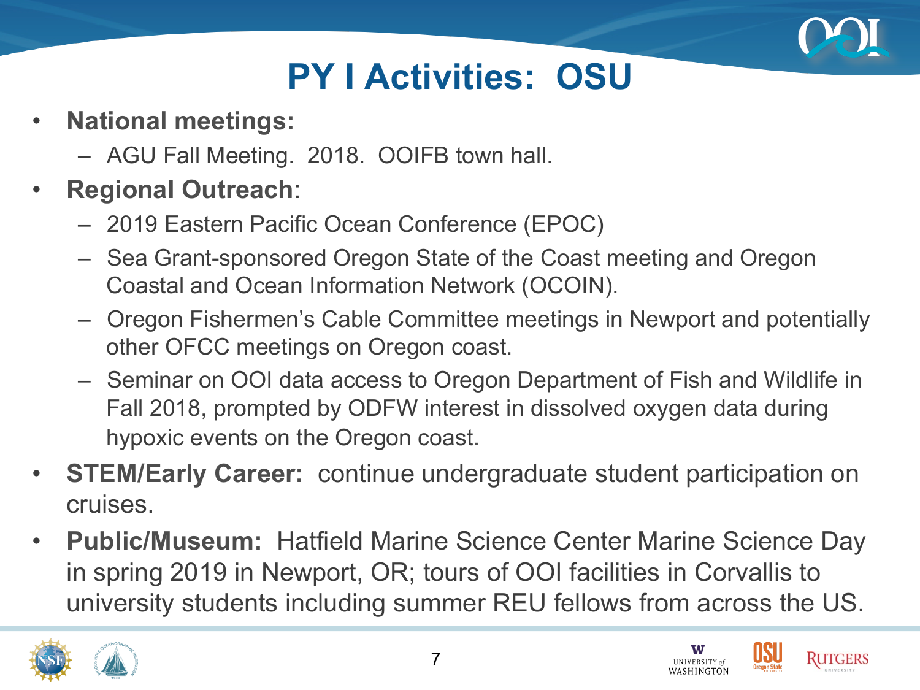# PY I Activities:  OSU

- **National meetings:**
  - AGU Fall Meeting.  2018.  OOIFB town hall.
- **Regional Outreach**:
  - 2019 Eastern Pacific Ocean Conference (EPOC)
  - Sea Grant-sponsored Oregon State of the Coast meeting and Oregon Coastal and Ocean Information Network (OCOIN).
  - Oregon Fishermen's Cable Committee meetings in Newport and potentially other OFCC meetings on Oregon coast.
  - Seminar on OOI data access to Oregon Department of Fish and Wildlife in Fall 2018, prompted by ODFW interest in dissolved oxygen data during hypoxic events on the Oregon coast.
- **STEM/Early Career:**  continue undergraduate student participation on cruises.
- **Public/Museum:**  Hatfield Marine Science Center Marine Science Day in spring 2019 in Newport, OR; tours of OOI facilities in Corvallis to university students including summer REU fellows from across the US.